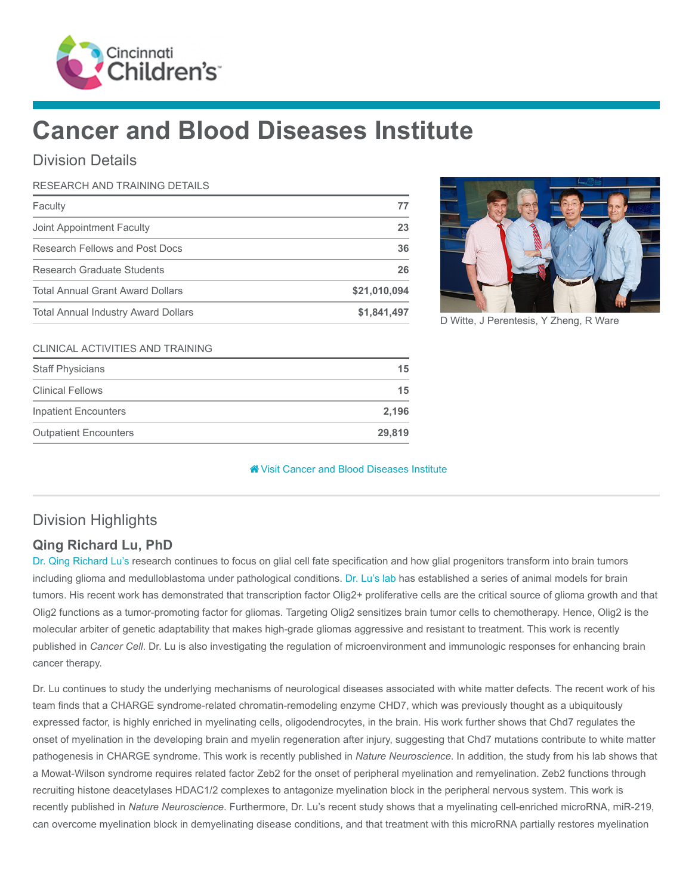# Cancer and Blood Diseases Institute

## Division Details

| RESEARCH AND TRAINING DETAILS | |
|---|---|
| Faculty | 77 |
| Joint Appointment Faculty | 23 |
| Research Fellows and Post Docs | 36 |
| Research Graduate Students | 26 |
| Total Annual Grant Award Dollars | $21,010,094 |
| Total Annual Industry Award Dollars | $1,841,497 |

| CLINICAL ACTIVITIES AND TRAINING | |
|---|---|
| Staff Physicians | 15 |
| Clinical Fellows | 15 |
| Inpatient Encounters | 2,196 |
| Outpatient Encounters | 29,819 |

D Witte, J Perentesis, Y Zheng, R Ware

Visit Cancer and Blood Diseases Institute

## Division Highlights

### Qing Richard Lu, PhD

Dr. Qing Richard Lu's research continues to focus on glial cell fate specification and how glial progenitors transform into brain tumors including glioma and medulloblastoma under pathological conditions. Dr. Lu's lab has established a series of animal models for brain tumors. His recent work has demonstrated that transcription factor Olig2+ proliferative cells are the critical source of glioma growth and that Olig2 functions as a tumor-promoting factor for gliomas. Targeting Olig2 sensitizes brain tumor cells to chemotherapy. Hence, Olig2 is the molecular arbiter of genetic adaptability that makes high-grade gliomas aggressive and resistant to treatment. This work is recently published in *Cancer Cell*. Dr. Lu is also investigating the regulation of microenvironment and immunologic responses for enhancing brain cancer therapy.

Dr. Lu continues to study the underlying mechanisms of neurological diseases associated with white matter defects. The recent work of his team finds that a CHARGE syndrome-related chromatin-remodeling enzyme CHD7, which was previously thought as a ubiquitously expressed factor, is highly enriched in myelinating cells, oligodendrocytes, in the brain. His work further shows that Chd7 regulates the onset of myelination in the developing brain and myelin regeneration after injury, suggesting that Chd7 mutations contribute to white matter pathogenesis in CHARGE syndrome. This work is recently published in *Nature Neuroscience*. In addition, the study from his lab shows that a Mowat-Wilson syndrome requires related factor Zeb2 for the onset of peripheral myelination and remyelination. Zeb2 functions through recruiting histone deacetylases HDAC1/2 complexes to antagonize myelination block in the peripheral nervous system. This work is recently published in *Nature Neuroscience*. Furthermore, Dr. Lu's recent study shows that a myelinating cell-enriched microRNA, miR-219, can overcome myelination block in demyelinating disease conditions, and that treatment with this microRNA partially restores myelination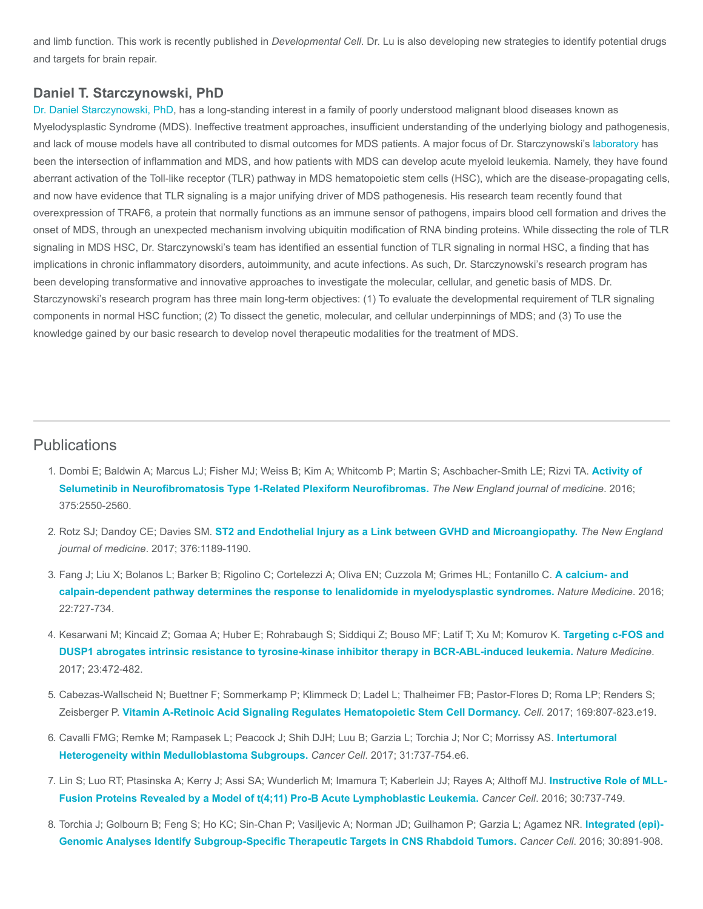and limb function. This work is recently published in *Developmental Cell*. Dr. Lu is also developing new strategies to identify potential drugs and targets for brain repair.

## Daniel T. Starczynowski, PhD

Dr. Daniel Starczynowski, PhD, has a long-standing interest in a family of poorly understood malignant blood diseases known as Myelodysplastic Syndrome (MDS). Ineffective treatment approaches, insufficient understanding of the underlying biology and pathogenesis, and lack of mouse models have all contributed to dismal outcomes for MDS patients. A major focus of Dr. Starczynowski's laboratory has been the intersection of inflammation and MDS, and how patients with MDS can develop acute myeloid leukemia. Namely, they have found aberrant activation of the Toll-like receptor (TLR) pathway in MDS hematopoietic stem cells (HSC), which are the disease-propagating cells, and now have evidence that TLR signaling is a major unifying driver of MDS pathogenesis. His research team recently found that overexpression of TRAF6, a protein that normally functions as an immune sensor of pathogens, impairs blood cell formation and drives the onset of MDS, through an unexpected mechanism involving ubiquitin modification of RNA binding proteins. While dissecting the role of TLR signaling in MDS HSC, Dr. Starczynowski's team has identified an essential function of TLR signaling in normal HSC, a finding that has implications in chronic inflammatory disorders, autoimmunity, and acute infections. As such, Dr. Starczynowski's research program has been developing transformative and innovative approaches to investigate the molecular, cellular, and genetic basis of MDS. Dr. Starczynowski's research program has three main long-term objectives: (1) To evaluate the developmental requirement of TLR signaling components in normal HSC function; (2) To dissect the genetic, molecular, and cellular underpinnings of MDS; and (3) To use the knowledge gained by our basic research to develop novel therapeutic modalities for the treatment of MDS.

# Publications

1. Dombi E; Baldwin A; Marcus LJ; Fisher MJ; Weiss B; Kim A; Whitcomb P; Martin S; Aschbacher-Smith LE; Rizvi TA. **Activity of Selumetinib in Neurofibromatosis Type 1-Related Plexiform Neurofibromas.** *The New England journal of medicine*. 2016; 375:2550-2560.

2. Rotz SJ; Dandoy CE; Davies SM. **ST2 and Endothelial Injury as a Link between GVHD and Microangiopathy.** *The New England journal of medicine*. 2017; 376:1189-1190.

3. Fang J; Liu X; Bolanos L; Barker B; Rigolino C; Cortelezzi A; Oliva EN; Cuzzola M; Grimes HL; Fontanillo C. **A calcium- and calpain-dependent pathway determines the response to lenalidomide in myelodysplastic syndromes.** *Nature Medicine*. 2016; 22:727-734.

4. Kesarwani M; Kincaid Z; Gomaa A; Huber E; Rohrabaugh S; Siddiqui Z; Bouso MF; Latif T; Xu M; Komurov K. **Targeting c-FOS and DUSP1 abrogates intrinsic resistance to tyrosine-kinase inhibitor therapy in BCR-ABL-induced leukemia.** *Nature Medicine*. 2017; 23:472-482.

5. Cabezas-Wallscheid N; Buettner F; Sommerkamp P; Klimmeck D; Ladel L; Thalheimer FB; Pastor-Flores D; Roma LP; Renders S; Zeisberger P. **Vitamin A-Retinoic Acid Signaling Regulates Hematopoietic Stem Cell Dormancy.** *Cell*. 2017; 169:807-823.e19.

6. Cavalli FMG; Remke M; Rampasek L; Peacock J; Shih DJH; Luu B; Garzia L; Torchia J; Nor C; Morrissy AS. **Intertumoral Heterogeneity within Medulloblastoma Subgroups.** *Cancer Cell*. 2017; 31:737-754.e6.

7. Lin S; Luo RT; Ptasinska A; Kerry J; Assi SA; Wunderlich M; Imamura T; Kaberlein JJ; Rayes A; Althoff MJ. **Instructive Role of MLL-Fusion Proteins Revealed by a Model of t(4;11) Pro-B Acute Lymphoblastic Leukemia.** *Cancer Cell*. 2016; 30:737-749.

8. Torchia J; Golbourn B; Feng S; Ho KC; Sin-Chan P; Vasiljevic A; Norman JD; Guilhamon P; Garzia L; Agamez NR. **Integrated (epi)-Genomic Analyses Identify Subgroup-Specific Therapeutic Targets in CNS Rhabdoid Tumors.** *Cancer Cell*. 2016; 30:891-908.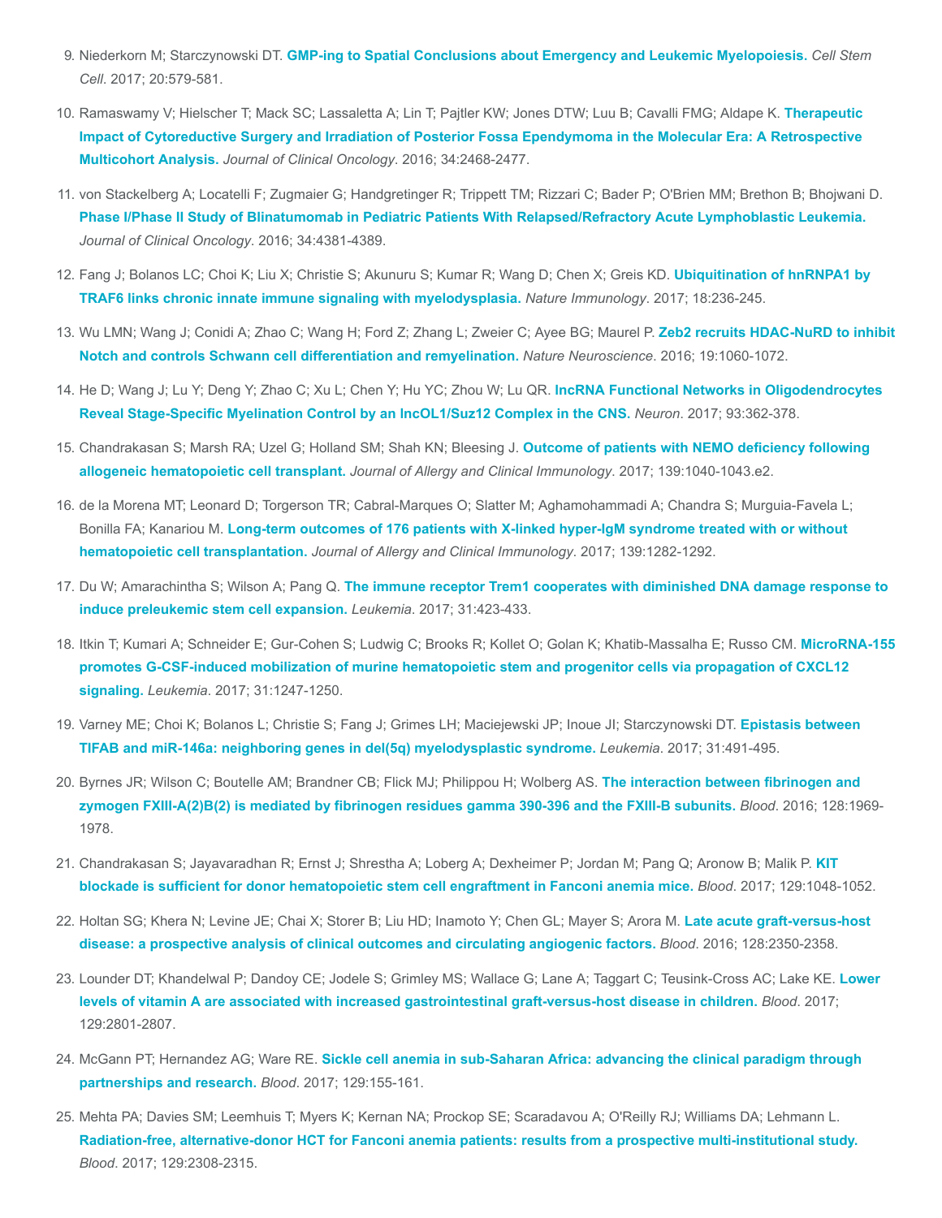9. Niederkorn M; Starczynowski DT. **GMP-ing to Spatial Conclusions about Emergency and Leukemic Myelopoiesis.** *Cell Stem Cell*. 2017; 20:579-581.
10. Ramaswamy V; Hielscher T; Mack SC; Lassaletta A; Lin T; Pajtler KW; Jones DTW; Luu B; Cavalli FMG; Aldape K. **Therapeutic Impact of Cytoreductive Surgery and Irradiation of Posterior Fossa Ependymoma in the Molecular Era: A Retrospective Multicohort Analysis.** *Journal of Clinical Oncology*. 2016; 34:2468-2477.
11. von Stackelberg A; Locatelli F; Zugmaier G; Handgretinger R; Trippett TM; Rizzari C; Bader P; O'Brien MM; Brethon B; Bhojwani D. **Phase I/Phase II Study of Blinatumomab in Pediatric Patients With Relapsed/Refractory Acute Lymphoblastic Leukemia.** *Journal of Clinical Oncology*. 2016; 34:4381-4389.
12. Fang J; Bolanos LC; Choi K; Liu X; Christie S; Akunuru S; Kumar R; Wang D; Chen X; Greis KD. **Ubiquitination of hnRNPA1 by TRAF6 links chronic innate immune signaling with myelodysplasia.** *Nature Immunology*. 2017; 18:236-245.
13. Wu LMN; Wang J; Conidi A; Zhao C; Wang H; Ford Z; Zhang L; Zweier C; Ayee BG; Maurel P. **Zeb2 recruits HDAC-NuRD to inhibit Notch and controls Schwann cell differentiation and remyelination.** *Nature Neuroscience*. 2016; 19:1060-1072.
14. He D; Wang J; Lu Y; Deng Y; Zhao C; Xu L; Chen Y; Hu YC; Zhou W; Lu QR. **lncRNA Functional Networks in Oligodendrocytes Reveal Stage-Specific Myelination Control by an lncOL1/Suz12 Complex in the CNS.** *Neuron*. 2017; 93:362-378.
15. Chandrakasan S; Marsh RA; Uzel G; Holland SM; Shah KN; Bleesing J. **Outcome of patients with NEMO deficiency following allogeneic hematopoietic cell transplant.** *Journal of Allergy and Clinical Immunology*. 2017; 139:1040-1043.e2.
16. de la Morena MT; Leonard D; Torgerson TR; Cabral-Marques O; Slatter M; Aghamohammadi A; Chandra S; Murguia-Favela L; Bonilla FA; Kanariou M. **Long-term outcomes of 176 patients with X-linked hyper-IgM syndrome treated with or without hematopoietic cell transplantation.** *Journal of Allergy and Clinical Immunology*. 2017; 139:1282-1292.
17. Du W; Amarachintha S; Wilson A; Pang Q. **The immune receptor Trem1 cooperates with diminished DNA damage response to induce preleukemic stem cell expansion.** *Leukemia*. 2017; 31:423-433.
18. Itkin T; Kumari A; Schneider E; Gur-Cohen S; Ludwig C; Brooks R; Kollet O; Golan K; Khatib-Massalha E; Russo CM. **MicroRNA-155 promotes G-CSF-induced mobilization of murine hematopoietic stem and progenitor cells via propagation of CXCL12 signaling.** *Leukemia*. 2017; 31:1247-1250.
19. Varney ME; Choi K; Bolanos L; Christie S; Fang J; Grimes LH; Maciejewski JP; Inoue JI; Starczynowski DT. **Epistasis between TIFAB and miR-146a: neighboring genes in del(5q) myelodysplastic syndrome.** *Leukemia*. 2017; 31:491-495.
20. Byrnes JR; Wilson C; Boutelle AM; Brandner CB; Flick MJ; Philippou H; Wolberg AS. **The interaction between fibrinogen and zymogen FXIII-A(2)B(2) is mediated by fibrinogen residues gamma 390-396 and the FXIII-B subunits.** *Blood*. 2016; 128:1969-1978.
21. Chandrakasan S; Jayavaradhan R; Ernst J; Shrestha A; Loberg A; Dexheimer P; Jordan M; Pang Q; Aronow B; Malik P. **KIT blockade is sufficient for donor hematopoietic stem cell engraftment in Fanconi anemia mice.** *Blood*. 2017; 129:1048-1052.
22. Holtan SG; Khera N; Levine JE; Chai X; Storer B; Liu HD; Inamoto Y; Chen GL; Mayer S; Arora M. **Late acute graft-versus-host disease: a prospective analysis of clinical outcomes and circulating angiogenic factors.** *Blood*. 2016; 128:2350-2358.
23. Lounder DT; Khandelwal P; Dandoy CE; Jodele S; Grimley MS; Wallace G; Lane A; Taggart C; Teusink-Cross AC; Lake KE. **Lower levels of vitamin A are associated with increased gastrointestinal graft-versus-host disease in children.** *Blood*. 2017; 129:2801-2807.
24. McGann PT; Hernandez AG; Ware RE. **Sickle cell anemia in sub-Saharan Africa: advancing the clinical paradigm through partnerships and research.** *Blood*. 2017; 129:155-161.
25. Mehta PA; Davies SM; Leemhuis T; Myers K; Kernan NA; Prockop SE; Scaradavou A; O'Reilly RJ; Williams DA; Lehmann L. **Radiation-free, alternative-donor HCT for Fanconi anemia patients: results from a prospective multi-institutional study.** *Blood*. 2017; 129:2308-2315.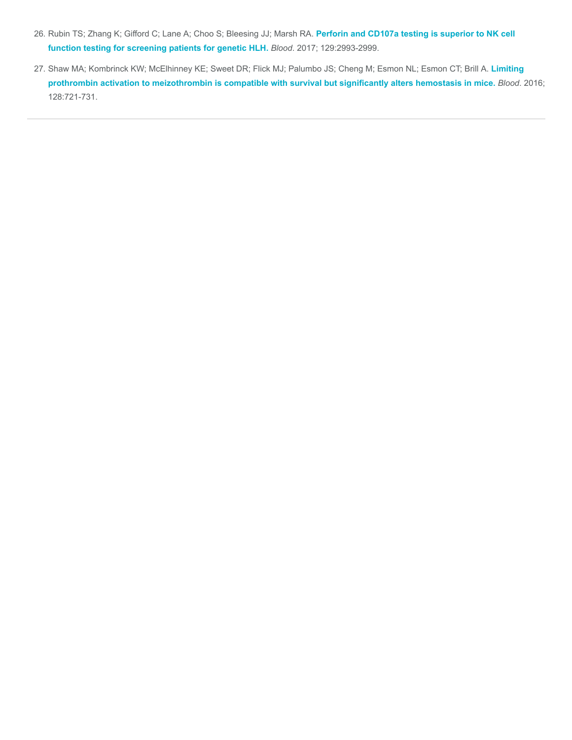26. Rubin TS; Zhang K; Gifford C; Lane A; Choo S; Bleesing JJ; Marsh RA. **Perforin and CD107a testing is superior to NK cell function testing for screening patients for genetic HLH.** *Blood*. 2017; 129:2993-2999.
27. Shaw MA; Kombrinck KW; McElhinney KE; Sweet DR; Flick MJ; Palumbo JS; Cheng M; Esmon NL; Esmon CT; Brill A. **Limiting prothrombin activation to meizothrombin is compatible with survival but significantly alters hemostasis in mice.** *Blood*. 2016; 128:721-731.